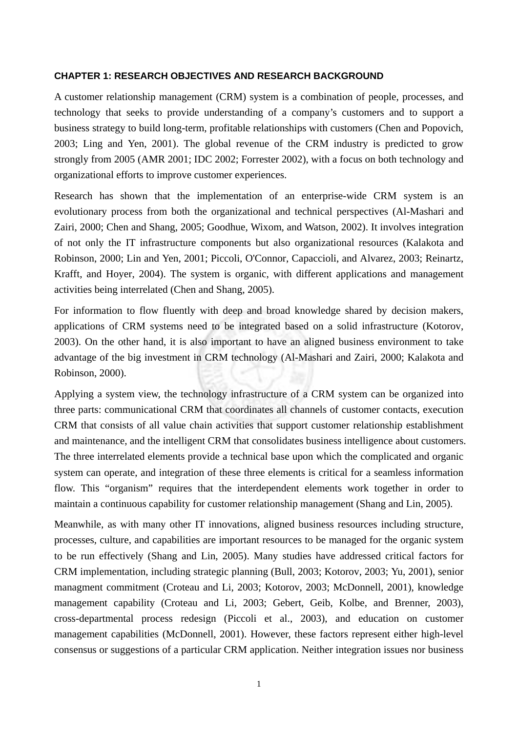## CHAPTER 1: RESEARCH OBJECTIVES AND RESEARCH BACKGROUND

A customer relationship management (CRM) system is a combination of people, processes, and technology that seeks to provide understanding of a company's customers and to support a business strategy to build long-term, profitable relationships with customers (Chen and Popovich, 2003; Ling and Yen, 2001). The global revenue of the CRM industry is predicted to grow strongly from 2005 (AMR 2001; IDC 2002; Forrester 2002), with a focus on both technology and organizational efforts to improve customer experiences.

Research has shown that the implementation of an enterprise-wide CRM system is an evolutionary process from both the organizational and technical perspectives (Al-Mashari and Zairi, 2000; Chen and Shang, 2005; Goodhue, Wixom, and Watson, 2002). It involves integration of not only the IT infrastructure components but also organizational resources (Kalakota and Robinson, 2000; Lin and Yen, 2001; Piccoli, O'Connor, Capaccioli, and Alvarez, 2003; Reinartz, Krafft, and Hoyer, 2004). The system is organic, with different applications and management activities being interrelated (Chen and Shang, 2005).

For information to flow fluently with deep and broad knowledge shared by decision makers, applications of CRM systems need to be integrated based on a solid infrastructure (Kotorov, 2003). On the other hand, it is also important to have an aligned business environment to take advantage of the big investment in CRM technology (Al-Mashari and Zairi, 2000; Kalakota and Robinson, 2000).

Applying a system view, the technology infrastructure of a CRM system can be organized into three parts: communicational CRM that coordinates all channels of customer contacts, execution CRM that consists of all value chain activities that support customer relationship establishment and maintenance, and the intelligent CRM that consolidates business intelligence about customers. The three interrelated elements provide a technical base upon which the complicated and organic system can operate, and integration of these three elements is critical for a seamless information flow. This "organism" requires that the interdependent elements work together in order to maintain a continuous capability for customer relationship management (Shang and Lin, 2005).

Meanwhile, as with many other IT innovations, aligned business resources including structure, processes, culture, and capabilities are important resources to be managed for the organic system to be run effectively (Shang and Lin, 2005). Many studies have addressed critical factors for CRM implementation, including strategic planning (Bull, 2003; Kotorov, 2003; Yu, 2001), senior managment commitment (Croteau and Li, 2003; Kotorov, 2003; McDonnell, 2001), knowledge management capability (Croteau and Li, 2003; Gebert, Geib, Kolbe, and Brenner, 2003), cross-departmental process redesign (Piccoli et al., 2003), and education on customer management capabilities (McDonnell, 2001). However, these factors represent either high-level consensus or suggestions of a particular CRM application. Neither integration issues nor business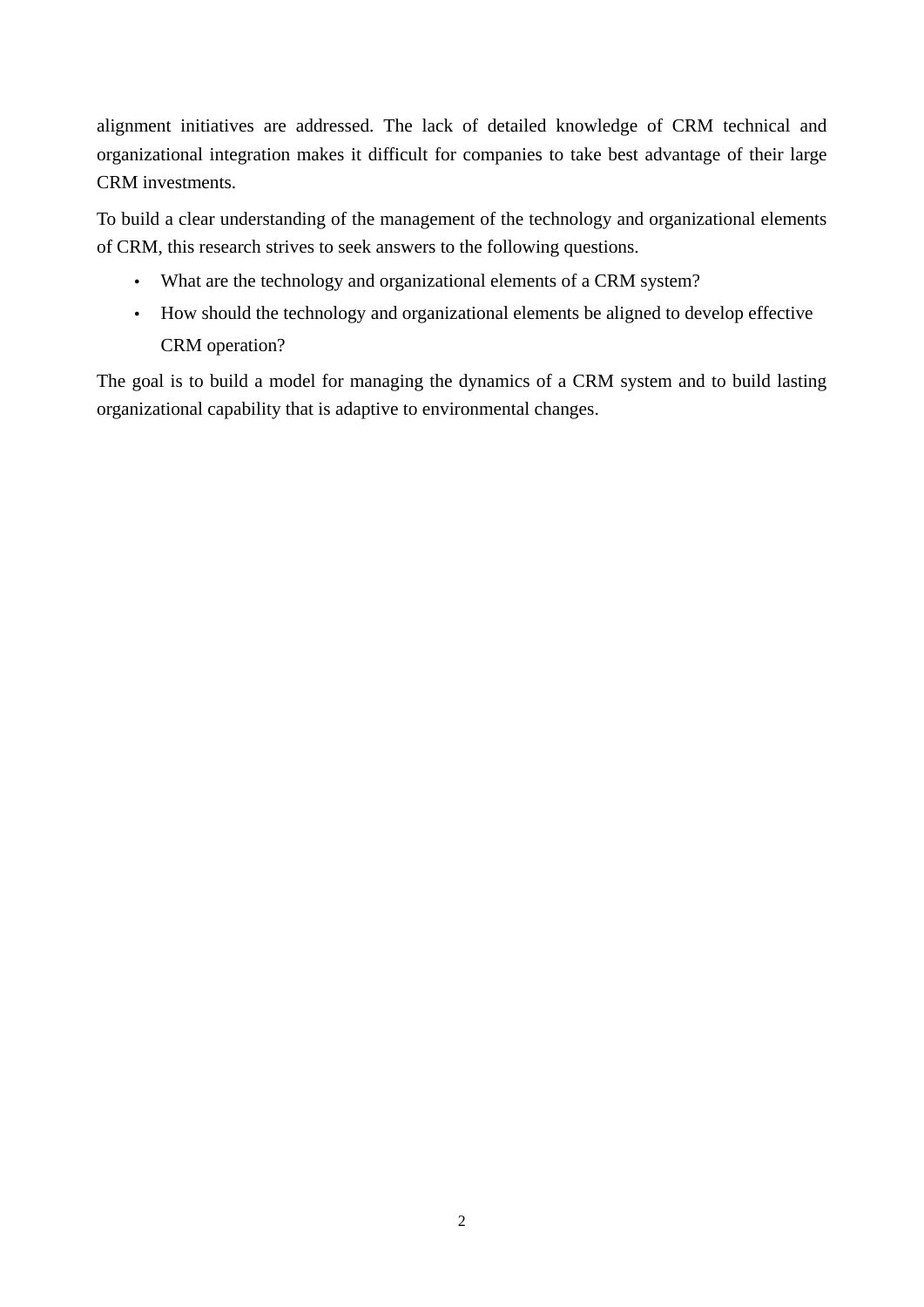alignment initiatives are addressed. The lack of detailed knowledge of CRM technical and organizational integration makes it difficult for companies to take best advantage of their large CRM investments.

To build a clear understanding of the management of the technology and organizational elements of CRM, this research strives to seek answers to the following questions.

- What are the technology and organizational elements of a CRM system?
- How should the technology and organizational elements be aligned to develop effective CRM operation?

The goal is to build a model for managing the dynamics of a CRM system and to build lasting organizational capability that is adaptive to environmental changes.